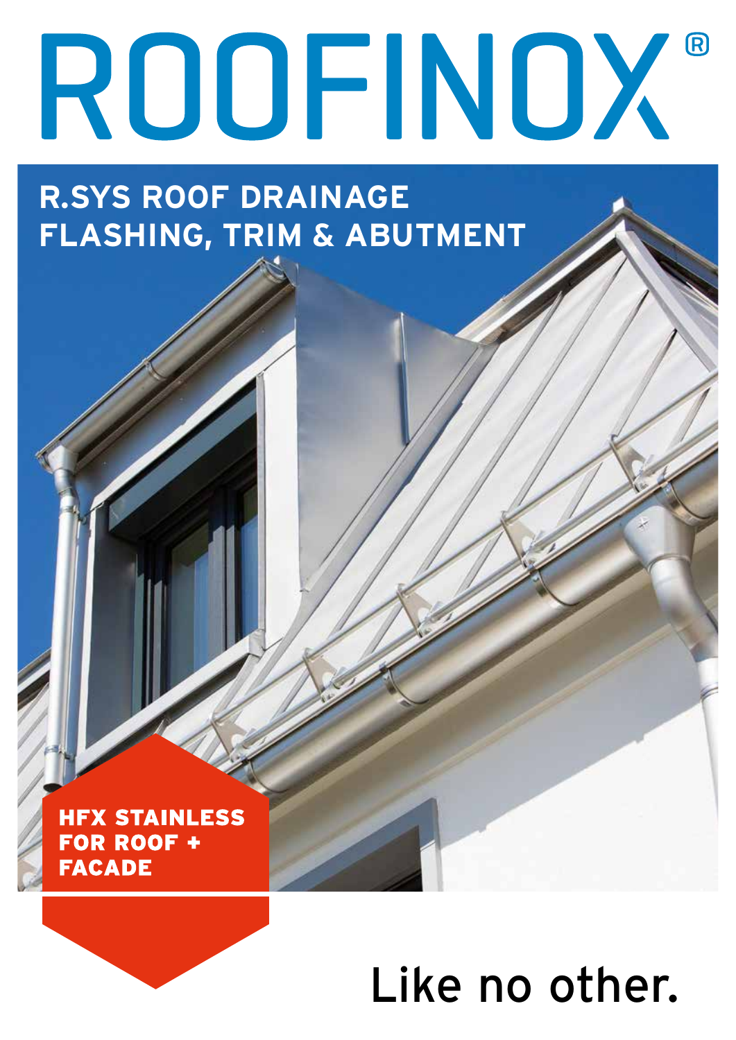# ROOFINOX®

## R.SYS ROOF DRAINAGE FLASHING, TRIM & ABUTMENT

**HFX STAINLESS FOR ROOF + FACADE**

Like no other.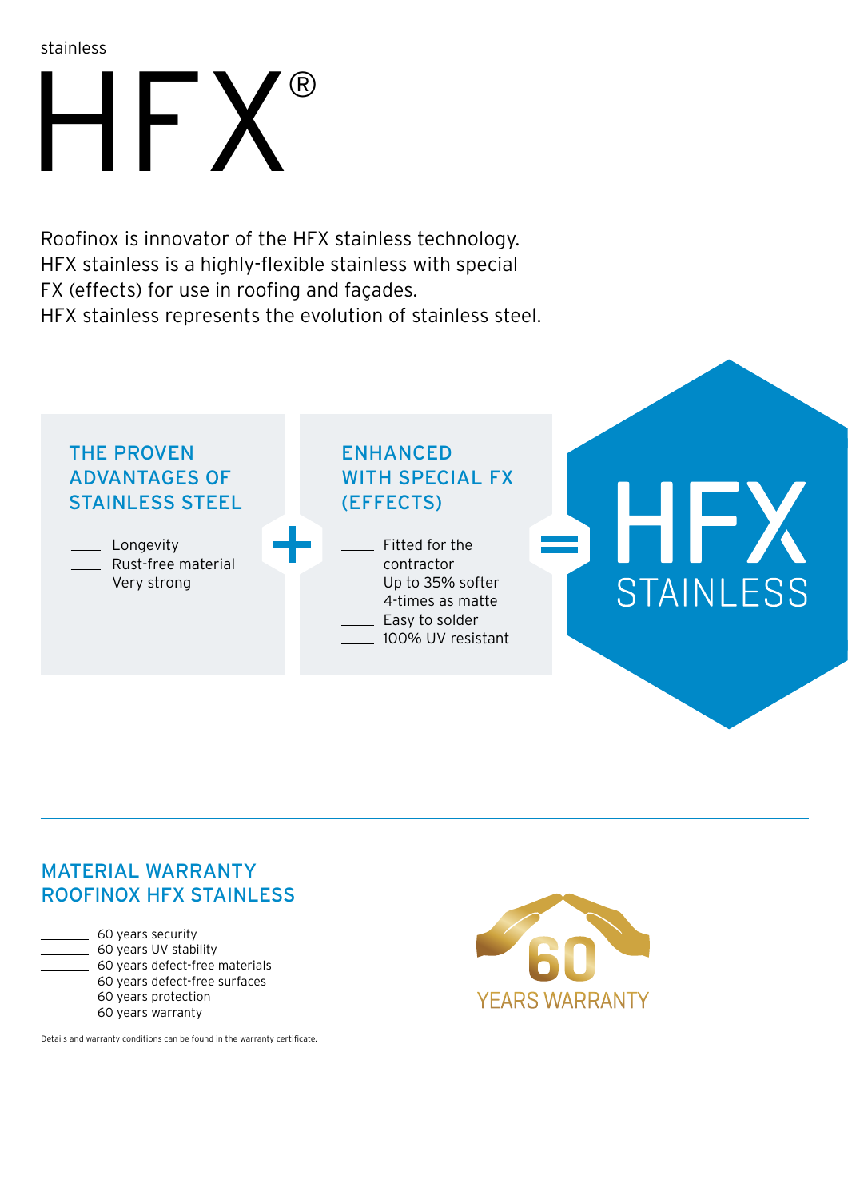stainless

# HFX®

Roofinox is innovator of the HFX stainless technology.
HFX stainless is a highly-flexible stainless with special FX (effects) for use in roofing and façades.
HFX stainless represents the evolution of stainless steel.

### THE PROVEN ADVANTAGES OF STAINLESS STEEL

- Longevity
- Rust-free material
- Very strong

+

### ENHANCED WITH SPECIAL FX (EFFECTS)

- Fitted for the contractor
- Up to 35% softer
- 4-times as matte
- Easy to solder
- 100% UV resistant

=

**HFX STAINLESS**

---

## MATERIAL WARRANTY ROOFINOX HFX STAINLESS

- 60 years security
- 60 years UV stability
- 60 years defect-free materials
- 60 years defect-free surfaces
- 60 years protection
- 60 years warranty

Details and warranty conditions can be found in the warranty certificate.

60 YEARS WARRANTY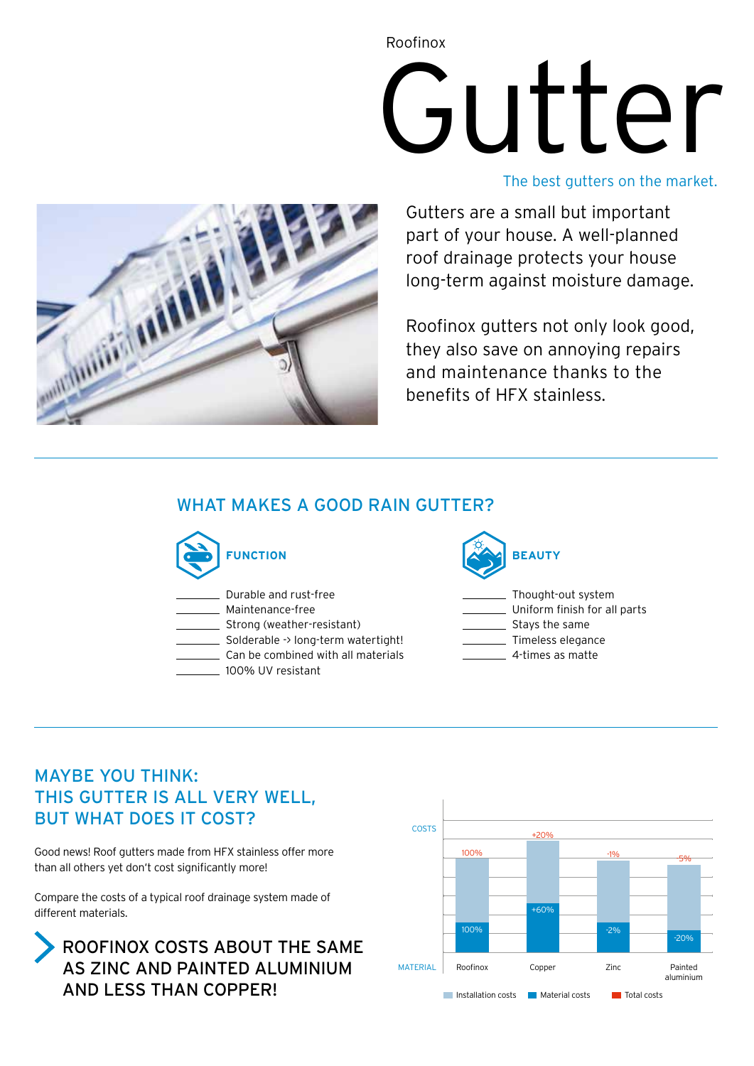Roofinox

# Gutter

The best gutters on the market.

Gutters are a small but important part of your house. A well-planned roof drainage protects your house long-term against moisture damage.

Roofinox gutters not only look good, they also save on annoying repairs and maintenance thanks to the benefits of HFX stainless.

## WHAT MAKES A GOOD RAIN GUTTER?

### FUNCTION

- Durable and rust-free
- Maintenance-free
- Strong (weather-resistant)
- Solderable -> long-term watertight!
- Can be combined with all materials
- 100% UV resistant

### BEAUTY

- Thought-out system
- Uniform finish for all parts
- Stays the same
- Timeless elegance
- 4-times as matte

## MAYBE YOU THINK: THIS GUTTER IS ALL VERY WELL, BUT WHAT DOES IT COST?

Good news! Roof gutters made from HFX stainless offer more than all others yet don't cost significantly more!

Compare the costs of a typical roof drainage system made of different materials.

**ROOFINOX COSTS ABOUT THE SAME AS ZINC AND PAINTED ALUMINIUM AND LESS THAN COPPER!**

| MATERIAL | Material costs | Total costs |
|---|---|---|
| Roofinox | 100% | 100% |
| Copper | +60% | +20% |
| Zinc | -2% | -1% |
| Painted aluminium | -20% | -5% |

Installation costs | Material costs | Total costs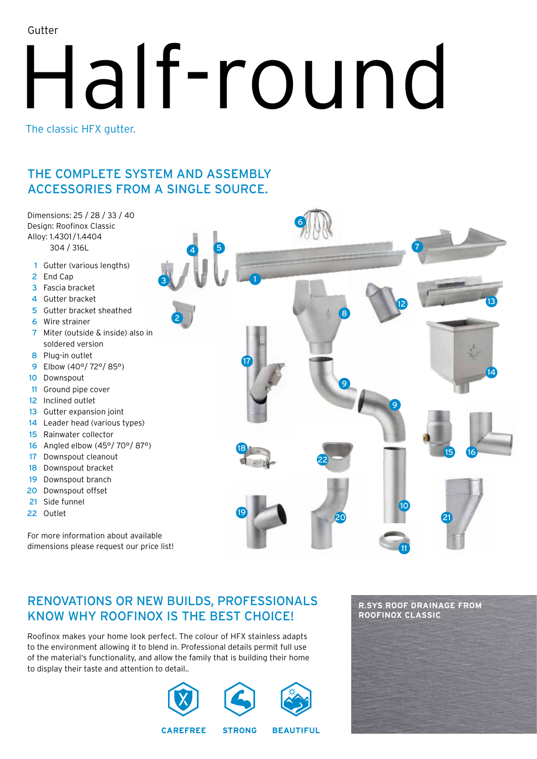Gutter

# Half-round

The classic HFX gutter.

## THE COMPLETE SYSTEM AND ASSEMBLY ACCESSORIES FROM A SINGLE SOURCE.

Dimensions: 25 / 28 / 33 / 40
Design: Roofinox Classic
Alloy: 1.4301/1.4404
304 / 316L

1. Gutter (various lengths)
2. End Cap
3. Fascia bracket
4. Gutter bracket
5. Gutter bracket sheathed
6. Wire strainer
7. Miter (outside & inside) also in soldered version
8. Plug-in outlet
9. Elbow (40°/ 72°/ 85°)
10. Downspout
11. Ground pipe cover
12. Inclined outlet
13. Gutter expansion joint
14. Leader head (various types)
15. Rainwater collector
16. Angled elbow (45°/ 70°/ 87°)
17. Downspout cleanout
18. Downspout bracket
19. Downspout branch
20. Downspout offset
21. Side funnel
22. Outlet

For more information about available dimensions please request our price list!

## RENOVATIONS OR NEW BUILDS, PROFESSIONALS KNOW WHY ROOFINOX IS THE BEST CHOICE!

Roofinox makes your home look perfect. The colour of HFX stainless adapts to the environment allowing it to blend in. Professional details permit full use of the material's functionality, and allow the family that is building their home to display their taste and attention to detail..

CAREFREE STRONG BEAUTIFUL

**R.SYS ROOF DRAINAGE FROM ROOFINOX CLASSIC**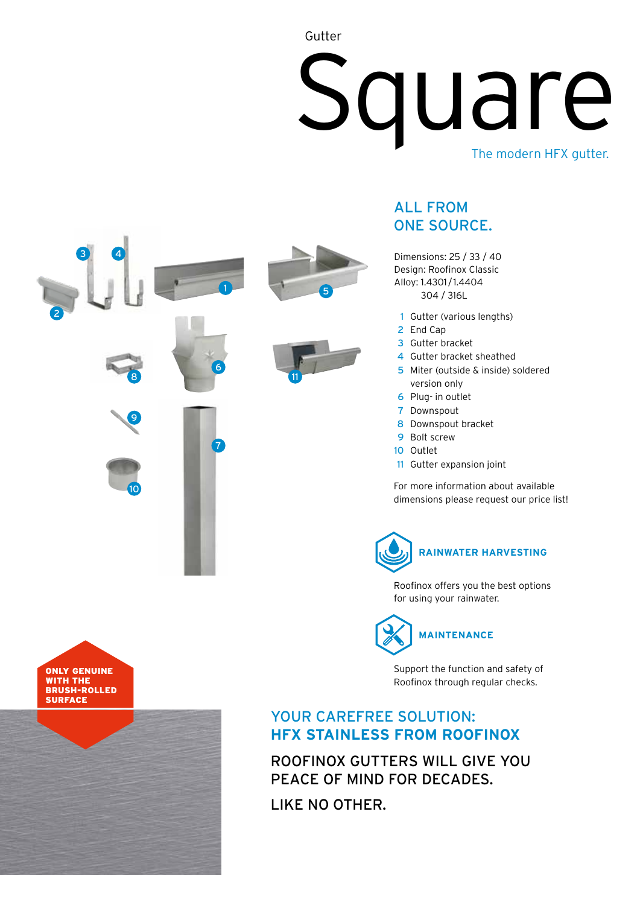Gutter

# Square

The modern HFX gutter.

## ALL FROM ONE SOURCE.

Dimensions: 25 / 33 / 40
Design: Roofinox Classic
Alloy: 1.4301/1.4404
304 / 316L

1. Gutter (various lengths)
2. End Cap
3. Gutter bracket
4. Gutter bracket sheathed
5. Miter (outside & inside) soldered version only
6. Plug- in outlet
7. Downspout
8. Downspout bracket
9. Bolt screw
10. Outlet
11. Gutter expansion joint

For more information about available dimensions please request our price list!

### RAINWATER HARVESTING

Roofinox offers you the best options for using your rainwater.

### MAINTENANCE

Support the function and safety of Roofinox through regular checks.

**ONLY GENUINE WITH THE BRUSH-ROLLED SURFACE**

## YOUR CAREFREE SOLUTION: HFX STAINLESS FROM ROOFINOX

ROOFINOX GUTTERS WILL GIVE YOU PEACE OF MIND FOR DECADES.

LIKE NO OTHER.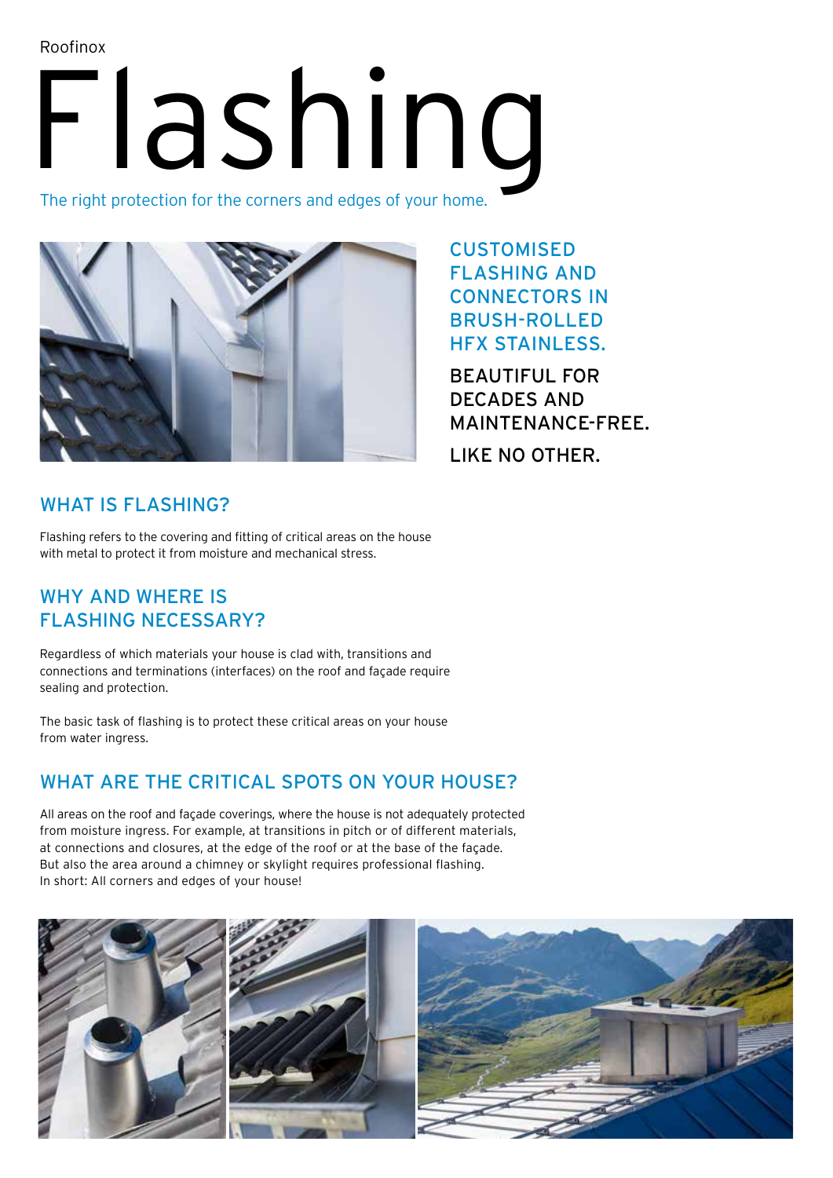Roofinox

# Flashing

The right protection for the corners and edges of your home.

**CUSTOMISED FLASHING AND CONNECTORS IN BRUSH-ROLLED HFX STAINLESS.**

**BEAUTIFUL FOR DECADES AND MAINTENANCE-FREE.**

**LIKE NO OTHER.**

## WHAT IS FLASHING?

Flashing refers to the covering and fitting of critical areas on the house with metal to protect it from moisture and mechanical stress.

## WHY AND WHERE IS FLASHING NECESSARY?

Regardless of which materials your house is clad with, transitions and connections and terminations (interfaces) on the roof and façade require sealing and protection.

The basic task of flashing is to protect these critical areas on your house from water ingress.

## WHAT ARE THE CRITICAL SPOTS ON YOUR HOUSE?

All areas on the roof and façade coverings, where the house is not adequately protected from moisture ingress. For example, at transitions in pitch or of different materials, at connections and closures, at the edge of the roof or at the base of the façade. But also the area around a chimney or skylight requires professional flashing. In short: All corners and edges of your house!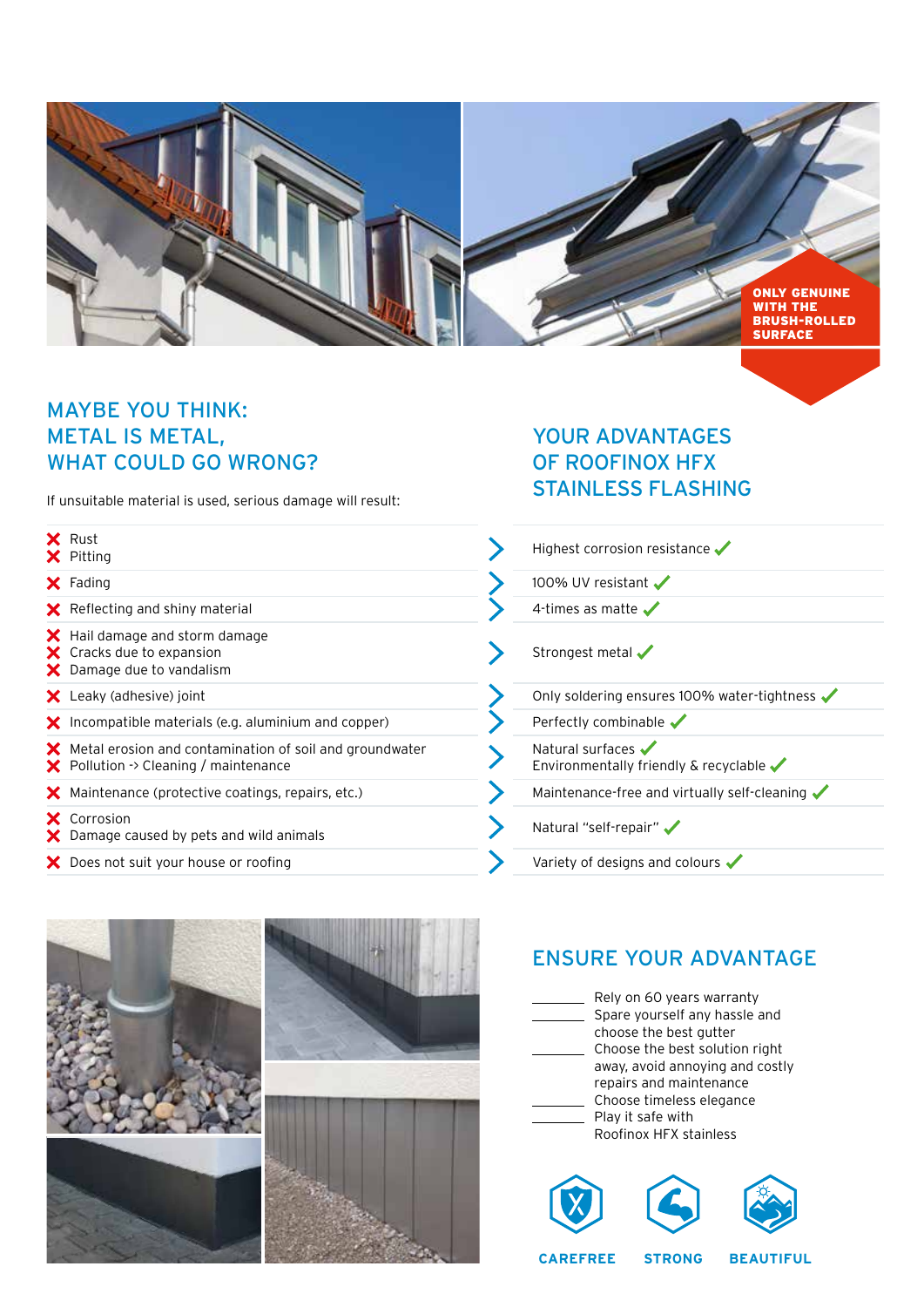ONLY GENUINE WITH THE BRUSH-ROLLED SURFACE

## MAYBE YOU THINK: METAL IS METAL, WHAT COULD GO WRONG?

If unsuitable material is used, serious damage will result:

## YOUR ADVANTAGES OF ROOFINOX HFX STAINLESS FLASHING

| Unsuitable material | Roofinox HFX |
|---|---|
| ✗ Rust<br>✗ Pitting | Highest corrosion resistance ✓ |
| ✗ Fading | 100% UV resistant ✓ |
| ✗ Reflecting and shiny material | 4-times as matte ✓ |
| ✗ Hail damage and storm damage<br>✗ Cracks due to expansion<br>✗ Damage due to vandalism | Strongest metal ✓ |
| ✗ Leaky (adhesive) joint | Only soldering ensures 100% water-tightness ✓ |
| ✗ Incompatible materials (e.g. aluminium and copper) | Perfectly combinable ✓ |
| ✗ Metal erosion and contamination of soil and groundwater<br>✗ Pollution -> Cleaning / maintenance | Natural surfaces ✓<br>Environmentally friendly & recyclable ✓ |
| ✗ Maintenance (protective coatings, repairs, etc.) | Maintenance-free and virtually self-cleaning ✓ |
| ✗ Corrosion<br>✗ Damage caused by pets and wild animals | Natural "self-repair" ✓ |
| ✗ Does not suit your house or roofing | Variety of designs and colours ✓ |

## ENSURE YOUR ADVANTAGE

- Rely on 60 years warranty
- Spare yourself any hassle and choose the best gutter
- Choose the best solution right away, avoid annoying and costly repairs and maintenance
- Choose timeless elegance
- Play it safe with Roofinox HFX stainless

CAREFREE STRONG BEAUTIFUL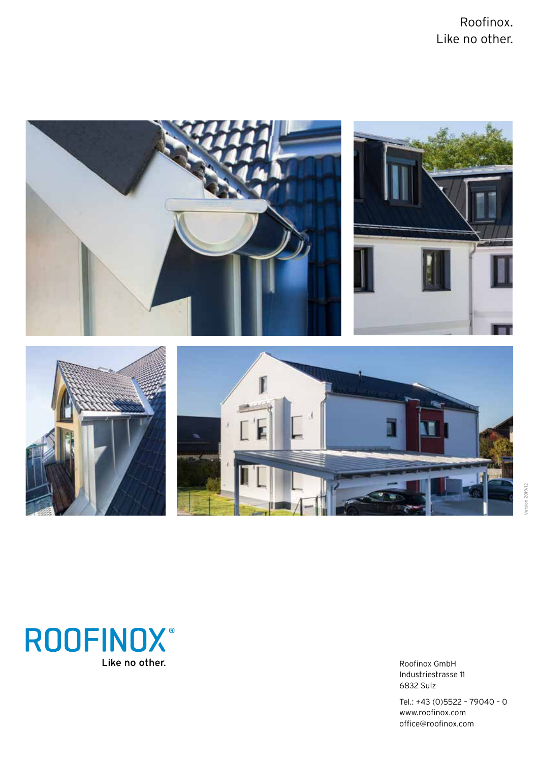Roofinox.
Like no other.

ROOFINOX®
Like no other.

Roofinox GmbH
Industriestrasse 11
6832 Sulz

Tel.: +43 (0)5522 - 79040 - 0
www.roofinox.com
office@roofinox.com

Version 2019/12